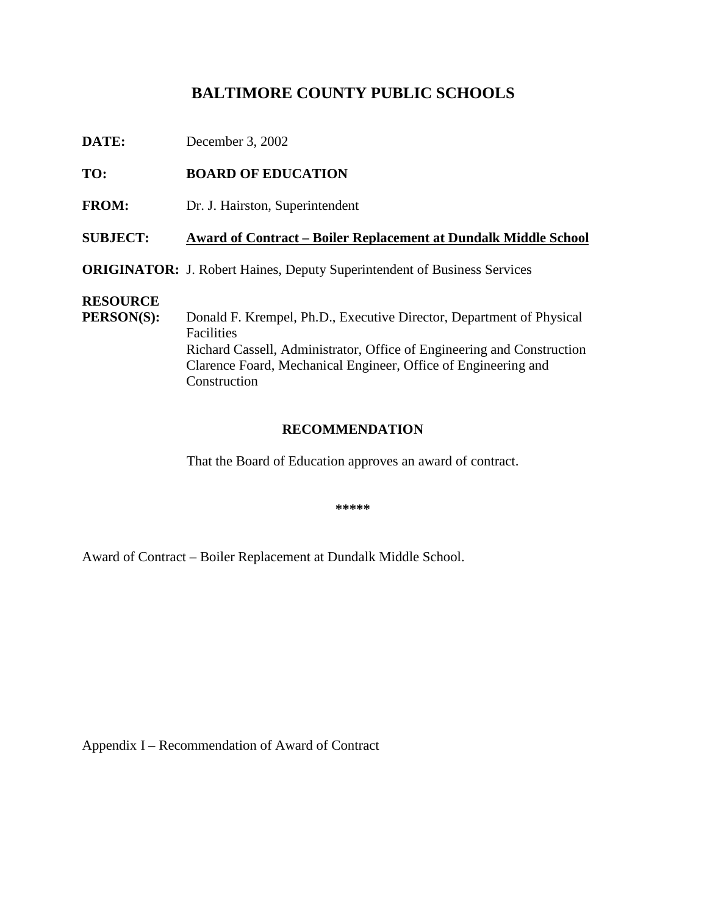# BALTIMORE COUNTY PUBLIC SCHOOLS

**DATE:** December 3, 2002

**TO:** **BOARD OF EDUCATION**

**FROM:** Dr. J. Hairston, Superintendent

**SUBJECT:** **Award of Contract – Boiler Replacement at Dundalk Middle School**

**ORIGINATOR:** J. Robert Haines, Deputy Superintendent of Business Services

**RESOURCE PERSON(S):** Donald F. Krempel, Ph.D., Executive Director, Department of Physical Facilities
Richard Cassell, Administrator, Office of Engineering and Construction
Clarence Foard, Mechanical Engineer, Office of Engineering and Construction

## RECOMMENDATION

That the Board of Education approves an award of contract.

**\*\*\*\*\***

Award of Contract – Boiler Replacement at Dundalk Middle School.

Appendix I – Recommendation of Award of Contract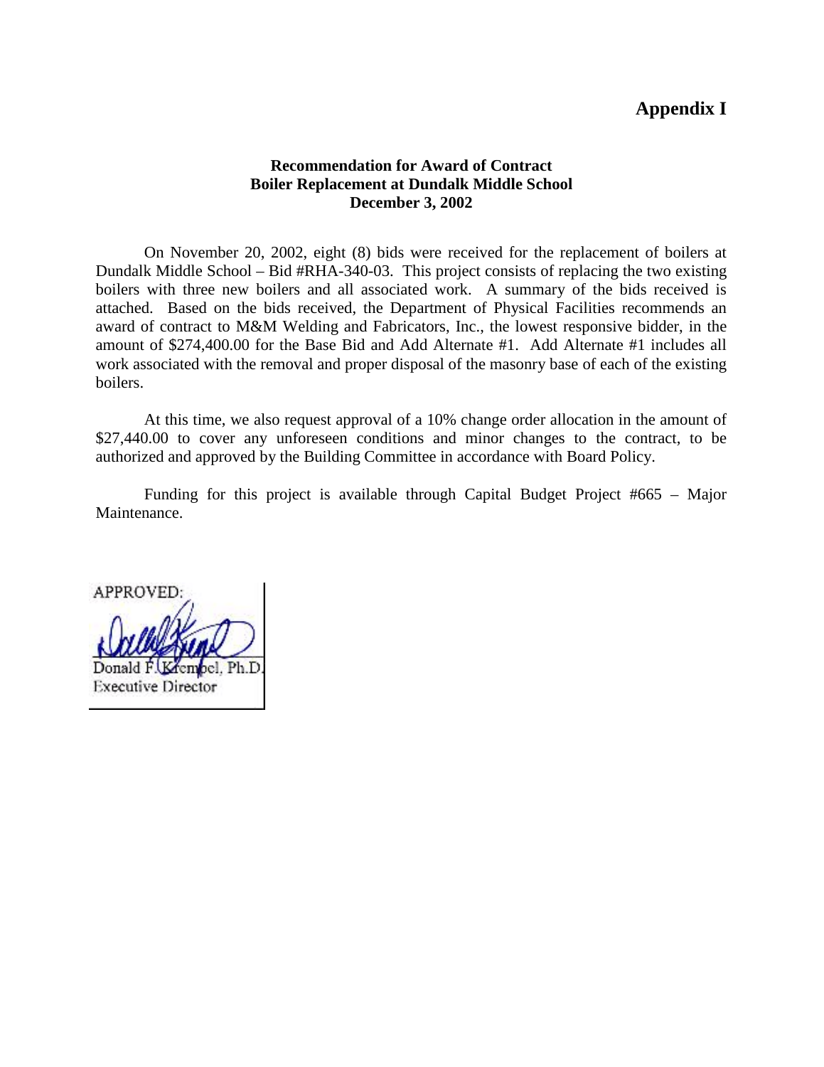# Appendix I

**Recommendation for Award of Contract**
**Boiler Replacement at Dundalk Middle School**
**December 3, 2002**

On November 20, 2002, eight (8) bids were received for the replacement of boilers at Dundalk Middle School – Bid #RHA-340-03. This project consists of replacing the two existing boilers with three new boilers and all associated work. A summary of the bids received is attached. Based on the bids received, the Department of Physical Facilities recommends an award of contract to M&M Welding and Fabricators, Inc., the lowest responsive bidder, in the amount of $274,400.00 for the Base Bid and Add Alternate #1. Add Alternate #1 includes all work associated with the removal and proper disposal of the masonry base of each of the existing boilers.

At this time, we also request approval of a 10% change order allocation in the amount of $27,440.00 to cover any unforeseen conditions and minor changes to the contract, to be authorized and approved by the Building Committee in accordance with Board Policy.

Funding for this project is available through Capital Budget Project #665 – Major Maintenance.

APPROVED:

Donald F. Krempel, Ph.D.
Executive Director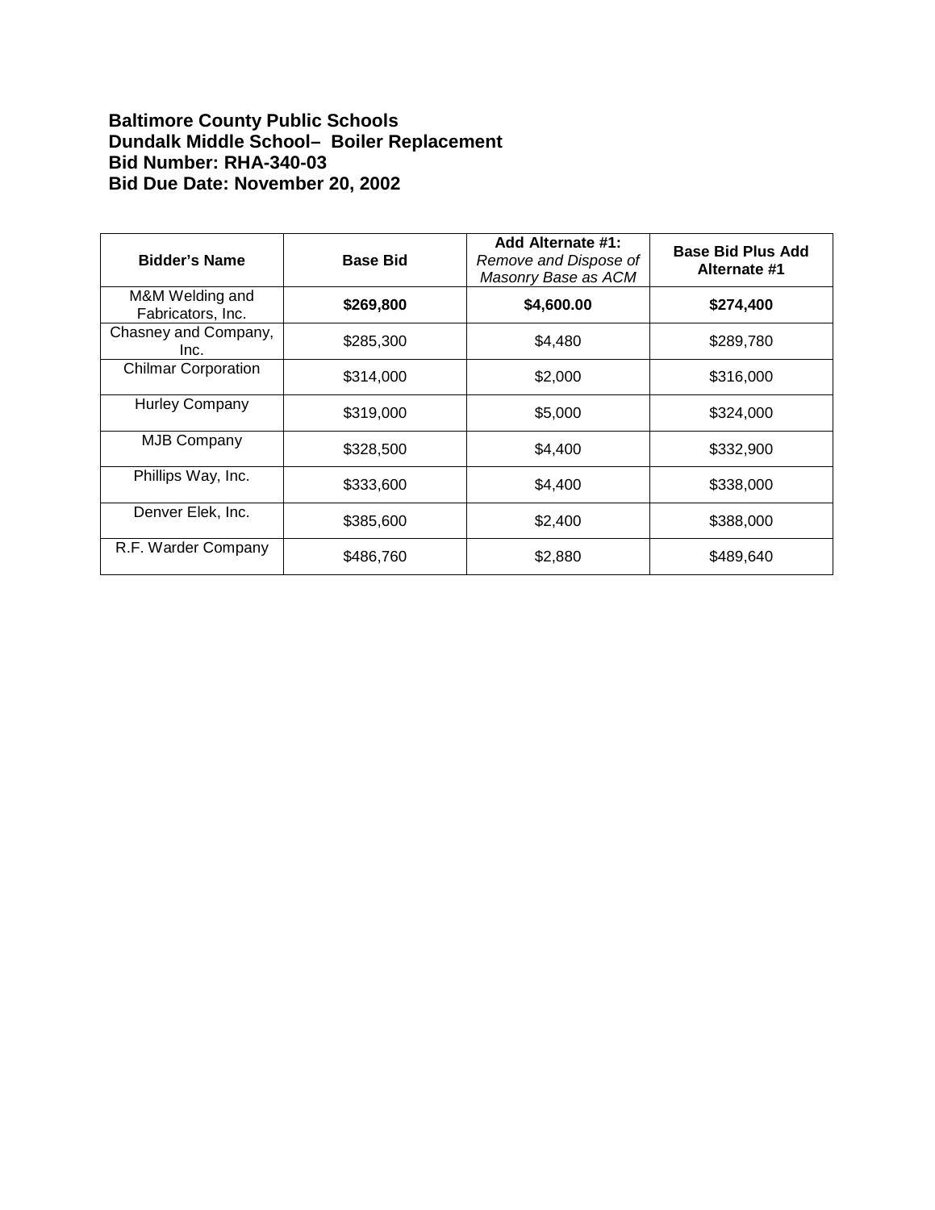**Baltimore County Public Schools**
**Dundalk Middle School– Boiler Replacement**
**Bid Number: RHA-340-03**
**Bid Due Date: November 20, 2002**

| **Bidder's Name** | **Base Bid** | **Add Alternate #1:** *Remove and Dispose of Masonry Base as ACM* | **Base Bid Plus Add Alternate #1** |
|---|---|---|---|
| M&M Welding and Fabricators, Inc. | **$269,800** | **$4,600.00** | **$274,400** |
| Chasney and Company, Inc. | $285,300 | $4,480 | $289,780 |
| Chilmar Corporation | $314,000 | $2,000 | $316,000 |
| Hurley Company | $319,000 | $5,000 | $324,000 |
| MJB Company | $328,500 | $4,400 | $332,900 |
| Phillips Way, Inc. | $333,600 | $4,400 | $338,000 |
| Denver Elek, Inc. | $385,600 | $2,400 | $388,000 |
| R.F. Warder Company | $486,760 | $2,880 | $489,640 |